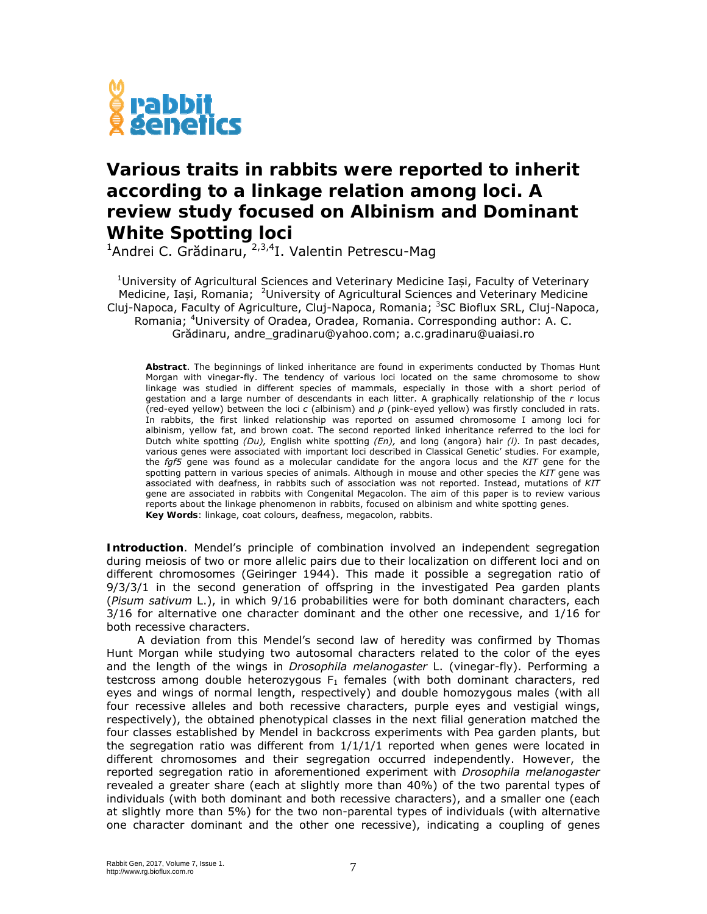# Various traits in rabbits were reported to inherit according to a linkage relation among loci. A review study focused on Albinism and Dominant White Spotting loci

[1]Andrei C. Grădinaru, [2,3,4]I. Valentin Petrescu-Mag

[1]University of Agricultural Sciences and Veterinary Medicine Iași, Faculty of Veterinary Medicine, Iași, Romania; [2]University of Agricultural Sciences and Veterinary Medicine Cluj-Napoca, Faculty of Agriculture, Cluj-Napoca, Romania; [3]SC Bioflux SRL, Cluj-Napoca, Romania; [4]University of Oradea, Oradea, Romania. Corresponding author: A. C. Grădinaru, andre_gradinaru@yahoo.com; a.c.gradinaru@uaiasi.ro

**Abstract**. The beginnings of linked inheritance are found in experiments conducted by Thomas Hunt Morgan with vinegar-fly. The tendency of various loci located on the same chromosome to show linkage was studied in different species of mammals, especially in those with a short period of gestation and a large number of descendants in each litter. A graphically relationship of the *r* locus (red-eyed yellow) between the loci *c* (albinism) and *p* (pink-eyed yellow) was firstly concluded in rats. In rabbits, the first linked relationship was reported on assumed chromosome I among loci for albinism, yellow fat, and brown coat. The second reported linked inheritance referred to the loci for Dutch white spotting *(Du),* English white spotting *(En),* and long (angora) hair *(l)*. In past decades, various genes were associated with important loci described in Classical Genetic' studies. For example, the *fgf5* gene was found as a molecular candidate for the angora locus and the *KIT* gene for the spotting pattern in various species of animals. Although in mouse and other species the *KIT* gene was associated with deafness, in rabbits such of association was not reported. Instead, mutations of *KIT* gene are associated in rabbits with Congenital Megacolon. The aim of this paper is to review various reports about the linkage phenomenon in rabbits, focused on albinism and white spotting genes.
**Key Words**: linkage, coat colours, deafness, megacolon, rabbits.

**Introduction**. Mendel's principle of combination involved an independent segregation during meiosis of two or more allelic pairs due to their localization on different loci and on different chromosomes (Geiringer 1944). This made it possible a segregation ratio of 9/3/3/1 in the second generation of offspring in the investigated Pea garden plants (*Pisum sativum* L.), in which 9/16 probabilities were for both dominant characters, each 3/16 for alternative one character dominant and the other one recessive, and 1/16 for both recessive characters.

A deviation from this Mendel's second law of heredity was confirmed by Thomas Hunt Morgan while studying two autosomal characters related to the color of the eyes and the length of the wings in *Drosophila melanogaster* L. (vinegar-fly). Performing a testcross among double heterozygous $F_1$ females (with both dominant characters, red eyes and wings of normal length, respectively) and double homozygous males (with all four recessive alleles and both recessive characters, purple eyes and vestigial wings, respectively), the obtained phenotypical classes in the next filial generation matched the four classes established by Mendel in backcross experiments with Pea garden plants, but the segregation ratio was different from 1/1/1/1 reported when genes were located in different chromosomes and their segregation occurred independently. However, the reported segregation ratio in aforementioned experiment with *Drosophila melanogaster* revealed a greater share (each at slightly more than 40%) of the two parental types of individuals (with both dominant and both recessive characters), and a smaller one (each at slightly more than 5%) for the two non-parental types of individuals (with alternative one character dominant and the other one recessive), indicating a coupling of genes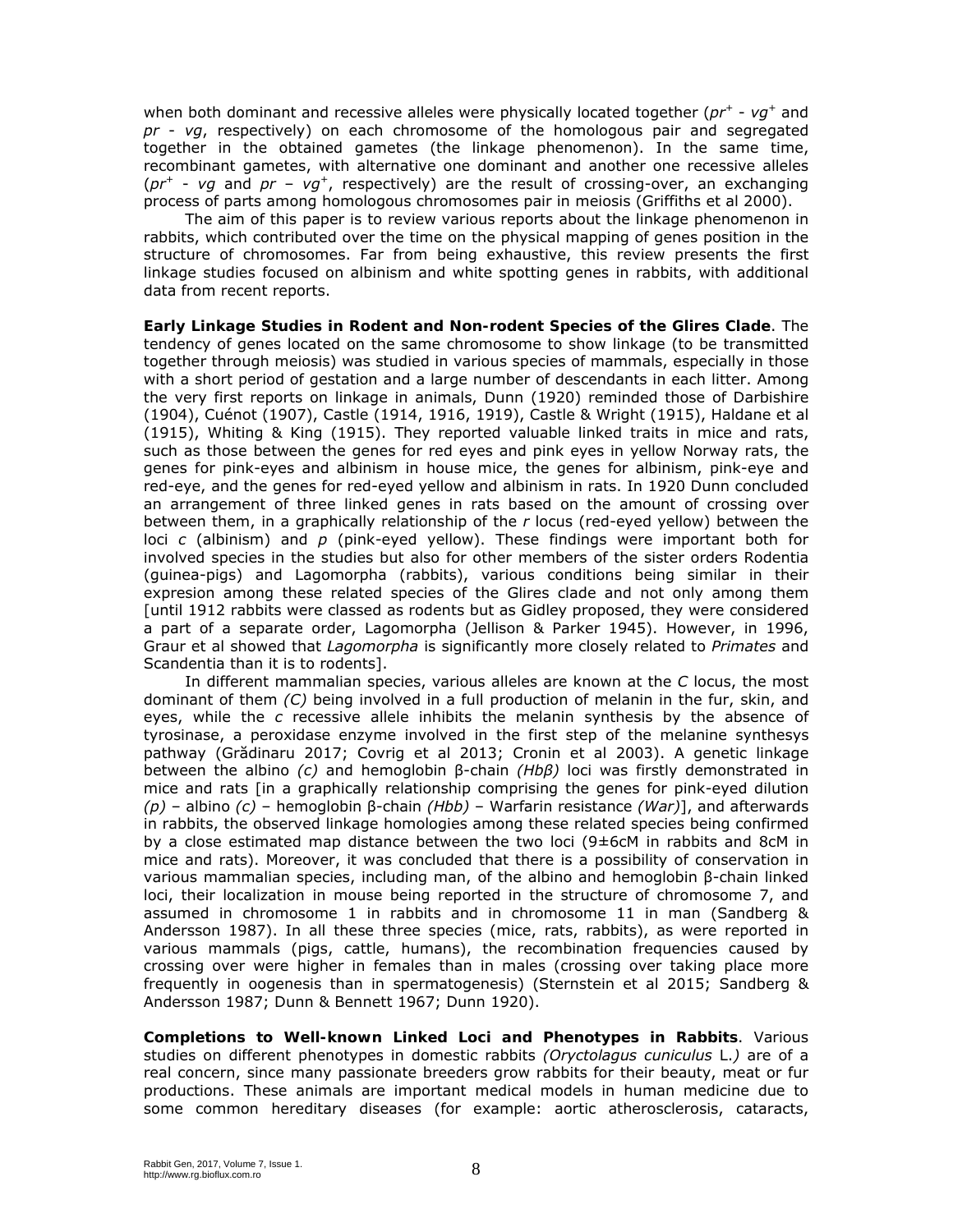when both dominant and recessive alleles were physically located together ($pr^+$ - $vg^+$ and *pr* - *vg*, respectively) on each chromosome of the homologous pair and segregated together in the obtained gametes (the linkage phenomenon). In the same time, recombinant gametes, with alternative one dominant and another one recessive alleles ($pr^+$ - *vg* and *pr* – $vg^+$, respectively) are the result of crossing-over, an exchanging process of parts among homologous chromosomes pair in meiosis (Griffiths et al 2000).

The aim of this paper is to review various reports about the linkage phenomenon in rabbits, which contributed over the time on the physical mapping of genes position in the structure of chromosomes. Far from being exhaustive, this review presents the first linkage studies focused on albinism and white spotting genes in rabbits, with additional data from recent reports.

**Early Linkage Studies in Rodent and Non-rodent Species of the Glires Clade**. The tendency of genes located on the same chromosome to show linkage (to be transmitted together through meiosis) was studied in various species of mammals, especially in those with a short period of gestation and a large number of descendants in each litter. Among the very first reports on linkage in animals, Dunn (1920) reminded those of Darbishire (1904), Cuénot (1907), Castle (1914, 1916, 1919), Castle & Wright (1915), Haldane et al (1915), Whiting & King (1915). They reported valuable linked traits in mice and rats, such as those between the genes for red eyes and pink eyes in yellow Norway rats, the genes for pink-eyes and albinism in house mice, the genes for albinism, pink-eye and red-eye, and the genes for red-eyed yellow and albinism in rats. In 1920 Dunn concluded an arrangement of three linked genes in rats based on the amount of crossing over between them, in a graphically relationship of the *r* locus (red-eyed yellow) between the loci *c* (albinism) and *p* (pink-eyed yellow). These findings were important both for involved species in the studies but also for other members of the sister orders Rodentia (guinea-pigs) and Lagomorpha (rabbits), various conditions being similar in their expresion among these related species of the Glires clade and not only among them [until 1912 rabbits were classed as rodents but as Gidley proposed, they were considered a part of a separate order, Lagomorpha (Jellison & Parker 1945). However, in 1996, Graur et al showed that *Lagomorpha* is significantly more closely related to *Primates* and Scandentia than it is to rodents].

In different mammalian species, various alleles are known at the *C* locus, the most dominant of them *(C)* being involved in a full production of melanin in the fur, skin, and eyes, while the *c* recessive allele inhibits the melanin synthesis by the absence of tyrosinase, a peroxidase enzyme involved in the first step of the melanine synthesys pathway (Grădinaru 2017; Covrig et al 2013; Cronin et al 2003). A genetic linkage between the albino *(c)* and hemoglobin β-chain *(Hbβ)* loci was firstly demonstrated in mice and rats [in a graphically relationship comprising the genes for pink-eyed dilution *(p)* – albino *(c)* – hemoglobin β-chain *(Hbb)* – Warfarin resistance *(War)*], and afterwards in rabbits, the observed linkage homologies among these related species being confirmed by a close estimated map distance between the two loci (9±6cM in rabbits and 8cM in mice and rats). Moreover, it was concluded that there is a possibility of conservation in various mammalian species, including man, of the albino and hemoglobin β-chain linked loci, their localization in mouse being reported in the structure of chromosome 7, and assumed in chromosome 1 in rabbits and in chromosome 11 in man (Sandberg & Andersson 1987). In all these three species (mice, rats, rabbits), as were reported in various mammals (pigs, cattle, humans), the recombination frequencies caused by crossing over were higher in females than in males (crossing over taking place more frequently in oogenesis than in spermatogenesis) (Sternstein et al 2015; Sandberg & Andersson 1987; Dunn & Bennett 1967; Dunn 1920).

**Completions to Well-known Linked Loci and Phenotypes in Rabbits**. Various studies on different phenotypes in domestic rabbits *(Oryctolagus cuniculus* L.*)* are of a real concern, since many passionate breeders grow rabbits for their beauty, meat or fur productions. These animals are important medical models in human medicine due to some common hereditary diseases (for example: aortic atherosclerosis, cataracts,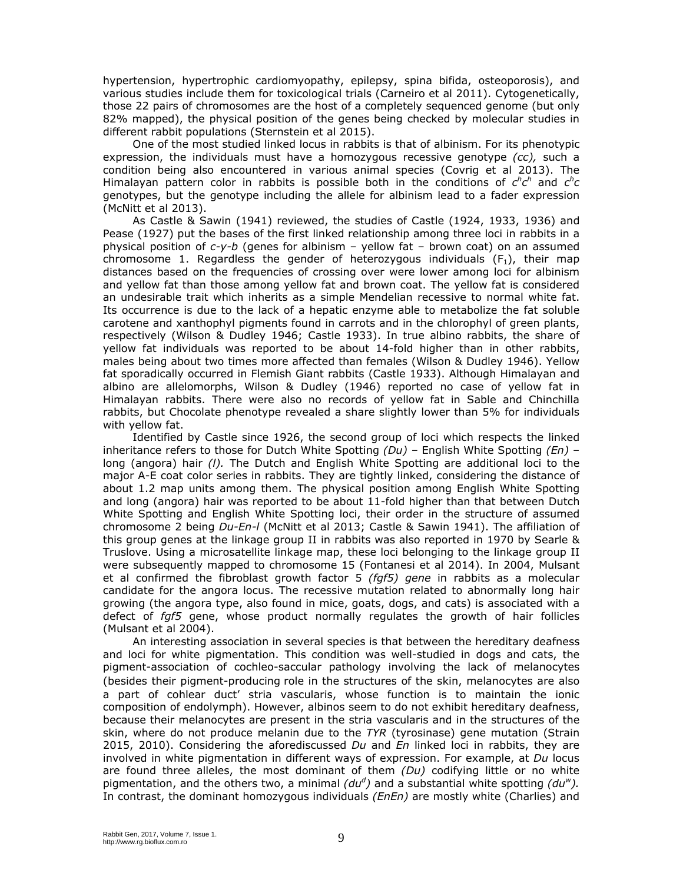hypertension, hypertrophic cardiomyopathy, epilepsy, spina bifida, osteoporosis), and various studies include them for toxicological trials (Carneiro et al 2011). Cytogenetically, those 22 pairs of chromosomes are the host of a completely sequenced genome (but only 82% mapped), the physical position of the genes being checked by molecular studies in different rabbit populations (Sternstein et al 2015).

One of the most studied linked locus in rabbits is that of albinism. For its phenotypic expression, the individuals must have a homozygous recessive genotype *(cc),* such a condition being also encountered in various animal species (Covrig et al 2013). The Himalayan pattern color in rabbits is possible both in the conditions of $c^hc^h$ and $c^hc$ genotypes, but the genotype including the allele for albinism lead to a fader expression (McNitt et al 2013).

As Castle & Sawin (1941) reviewed, the studies of Castle (1924, 1933, 1936) and Pease (1927) put the bases of the first linked relationship among three loci in rabbits in a physical position of *c-y-b* (genes for albinism – yellow fat – brown coat) on an assumed chromosome 1. Regardless the gender of heterozygous individuals ($F_1$), their map distances based on the frequencies of crossing over were lower among loci for albinism and yellow fat than those among yellow fat and brown coat. The yellow fat is considered an undesirable trait which inherits as a simple Mendelian recessive to normal white fat. Its occurrence is due to the lack of a hepatic enzyme able to metabolize the fat soluble carotene and xanthophyl pigments found in carrots and in the chlorophyl of green plants, respectively (Wilson & Dudley 1946; Castle 1933). In true albino rabbits, the share of yellow fat individuals was reported to be about 14-fold higher than in other rabbits, males being about two times more affected than females (Wilson & Dudley 1946). Yellow fat sporadically occurred in Flemish Giant rabbits (Castle 1933). Although Himalayan and albino are allelomorphs, Wilson & Dudley (1946) reported no case of yellow fat in Himalayan rabbits. There were also no records of yellow fat in Sable and Chinchilla rabbits, but Chocolate phenotype revealed a share slightly lower than 5% for individuals with yellow fat.

Identified by Castle since 1926, the second group of loci which respects the linked inheritance refers to those for Dutch White Spotting *(Du)* – English White Spotting *(En)* – long (angora) hair *(l).* The Dutch and English White Spotting are additional loci to the major A-E coat color series in rabbits. They are tightly linked, considering the distance of about 1.2 map units among them. The physical position among English White Spotting and long (angora) hair was reported to be about 11-fold higher than that between Dutch White Spotting and English White Spotting loci, their order in the structure of assumed chromosome 2 being *Du-En-l* (McNitt et al 2013; Castle & Sawin 1941). The affiliation of this group genes at the linkage group II in rabbits was also reported in 1970 by Searle & Truslove. Using a microsatellite linkage map, these loci belonging to the linkage group II were subsequently mapped to chromosome 15 (Fontanesi et al 2014). In 2004, Mulsant et al confirmed the fibroblast growth factor 5 *(fgf5) gene* in rabbits as a molecular candidate for the angora locus. The recessive mutation related to abnormally long hair growing (the angora type, also found in mice, goats, dogs, and cats) is associated with a defect of *fgf5* gene, whose product normally regulates the growth of hair follicles (Mulsant et al 2004).

An interesting association in several species is that between the hereditary deafness and loci for white pigmentation. This condition was well-studied in dogs and cats, the pigment-association of cochleo-saccular pathology involving the lack of melanocytes (besides their pigment-producing role in the structures of the skin, melanocytes are also a part of cohlear duct' stria vascularis, whose function is to maintain the ionic composition of endolymph). However, albinos seem to do not exhibit hereditary deafness, because their melanocytes are present in the stria vascularis and in the structures of the skin, where do not produce melanin due to the *TYR* (tyrosinase) gene mutation (Strain 2015, 2010). Considering the aforediscussed *Du* and *En* linked loci in rabbits, they are involved in white pigmentation in different ways of expression. For example, at *Du* locus are found three alleles, the most dominant of them *(Du)* codifying little or no white pigmentation, and the others two, a minimal $(du^d)$ and a substantial white spotting $(du^w)$. In contrast, the dominant homozygous individuals *(EnEn)* are mostly white (Charlies) and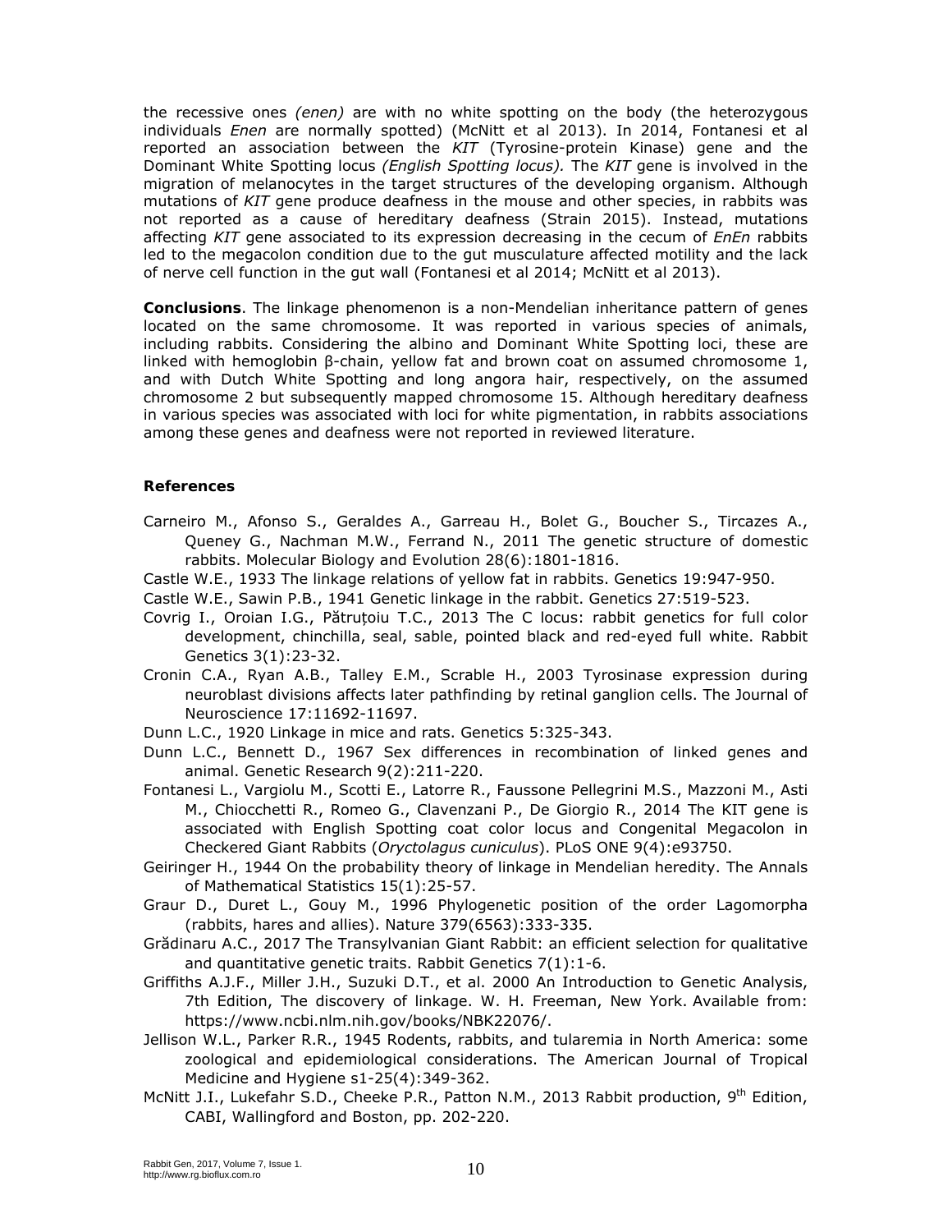the recessive ones *(enen)* are with no white spotting on the body (the heterozygous individuals *Enen* are normally spotted) (McNitt et al 2013). In 2014, Fontanesi et al reported an association between the *KIT* (Tyrosine-protein Kinase) gene and the Dominant White Spotting locus *(English Spotting locus)*. The *KIT* gene is involved in the migration of melanocytes in the target structures of the developing organism. Although mutations of *KIT* gene produce deafness in the mouse and other species, in rabbits was not reported as a cause of hereditary deafness (Strain 2015). Instead, mutations affecting *KIT* gene associated to its expression decreasing in the cecum of *EnEn* rabbits led to the megacolon condition due to the gut musculature affected motility and the lack of nerve cell function in the gut wall (Fontanesi et al 2014; McNitt et al 2013).

**Conclusions**. The linkage phenomenon is a non-Mendelian inheritance pattern of genes located on the same chromosome. It was reported in various species of animals, including rabbits. Considering the albino and Dominant White Spotting loci, these are linked with hemoglobin β-chain, yellow fat and brown coat on assumed chromosome 1, and with Dutch White Spotting and long angora hair, respectively, on the assumed chromosome 2 but subsequently mapped chromosome 15. Although hereditary deafness in various species was associated with loci for white pigmentation, in rabbits associations among these genes and deafness were not reported in reviewed literature.

## References

Carneiro M., Afonso S., Geraldes A., Garreau H., Bolet G., Boucher S., Tircazes A., Queney G., Nachman M.W., Ferrand N., 2011 The genetic structure of domestic rabbits. Molecular Biology and Evolution 28(6):1801-1816.

Castle W.E., 1933 The linkage relations of yellow fat in rabbits. Genetics 19:947-950.

Castle W.E., Sawin P.B., 1941 Genetic linkage in the rabbit. Genetics 27:519-523.

Covrig I., Oroian I.G., Pătruțoiu T.C., 2013 The C locus: rabbit genetics for full color development, chinchilla, seal, sable, pointed black and red-eyed full white. Rabbit Genetics 3(1):23-32.

Cronin C.A., Ryan A.B., Talley E.M., Scrable H., 2003 Tyrosinase expression during neuroblast divisions affects later pathfinding by retinal ganglion cells. The Journal of Neuroscience 17:11692-11697.

Dunn L.C., 1920 Linkage in mice and rats. Genetics 5:325-343.

Dunn L.C., Bennett D., 1967 Sex differences in recombination of linked genes and animal. Genetic Research 9(2):211-220.

Fontanesi L., Vargiolu M., Scotti E., Latorre R., Faussone Pellegrini M.S., Mazzoni M., Asti M., Chiocchetti R., Romeo G., Clavenzani P., De Giorgio R., 2014 The KIT gene is associated with English Spotting coat color locus and Congenital Megacolon in Checkered Giant Rabbits (*Oryctolagus cuniculus*). PLoS ONE 9(4):e93750.

Geiringer H., 1944 On the probability theory of linkage in Mendelian heredity. The Annals of Mathematical Statistics 15(1):25-57.

Graur D., Duret L., Gouy M., 1996 Phylogenetic position of the order Lagomorpha (rabbits, hares and allies). Nature 379(6563):333-335.

Grădinaru A.C., 2017 The Transylvanian Giant Rabbit: an efficient selection for qualitative and quantitative genetic traits. Rabbit Genetics 7(1):1-6.

Griffiths A.J.F., Miller J.H., Suzuki D.T., et al. 2000 An Introduction to Genetic Analysis, 7th Edition, The discovery of linkage. W. H. Freeman, New York. Available from: https://www.ncbi.nlm.nih.gov/books/NBK22076/.

Jellison W.L., Parker R.R., 1945 Rodents, rabbits, and tularemia in North America: some zoological and epidemiological considerations. The American Journal of Tropical Medicine and Hygiene s1-25(4):349-362.

McNitt J.I., Lukefahr S.D., Cheeke P.R., Patton N.M., 2013 Rabbit production, 9th Edition, CABI, Wallingford and Boston, pp. 202-220.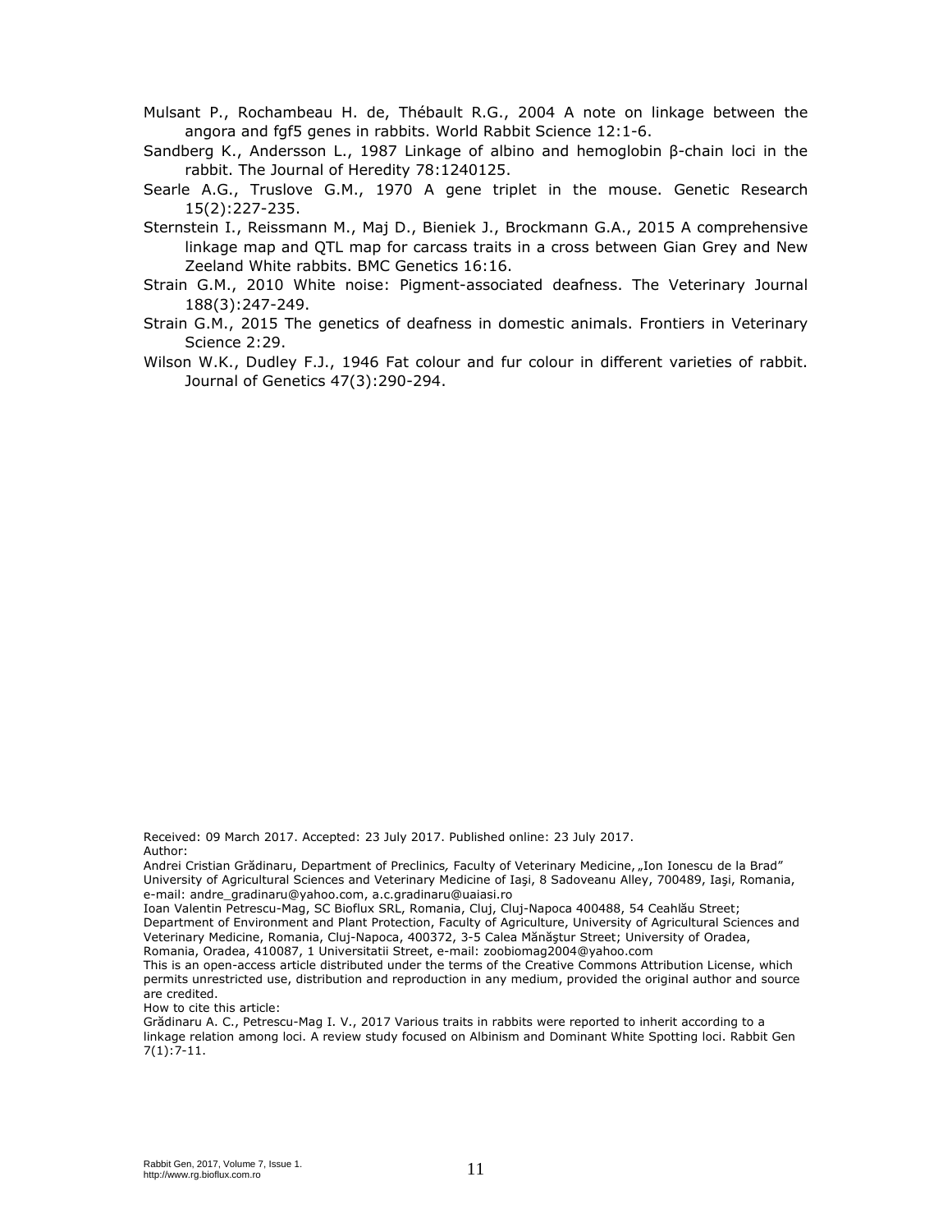Mulsant P., Rochambeau H. de, Thébault R.G., 2004 A note on linkage between the angora and fgf5 genes in rabbits. World Rabbit Science 12:1-6.

Sandberg K., Andersson L., 1987 Linkage of albino and hemoglobin β-chain loci in the rabbit. The Journal of Heredity 78:1240125.

Searle A.G., Truslove G.M., 1970 A gene triplet in the mouse. Genetic Research 15(2):227-235.

Sternstein I., Reissmann M., Maj D., Bieniek J., Brockmann G.A., 2015 A comprehensive linkage map and QTL map for carcass traits in a cross between Gian Grey and New Zeeland White rabbits. BMC Genetics 16:16.

Strain G.M., 2010 White noise: Pigment-associated deafness. The Veterinary Journal 188(3):247-249.

Strain G.M., 2015 The genetics of deafness in domestic animals. Frontiers in Veterinary Science 2:29.

Wilson W.K., Dudley F.J., 1946 Fat colour and fur colour in different varieties of rabbit. Journal of Genetics 47(3):290-294.

Received: 09 March 2017. Accepted: 23 July 2017. Published online: 23 July 2017.

Author:

Andrei Cristian Grădinaru, Department of Preclinics, Faculty of Veterinary Medicine, „Ion Ionescu de la Brad" University of Agricultural Sciences and Veterinary Medicine of Iaşi, 8 Sadoveanu Alley, 700489, Iaşi, Romania, e-mail: andre_gradinaru@yahoo.com, a.c.gradinaru@uaiasi.ro

Ioan Valentin Petrescu-Mag, SC Bioflux SRL, Romania, Cluj, Cluj-Napoca 400488, 54 Ceahlău Street; Department of Environment and Plant Protection, Faculty of Agriculture, University of Agricultural Sciences and Veterinary Medicine, Romania, Cluj-Napoca, 400372, 3-5 Calea Mănăştur Street; University of Oradea, Romania, Oradea, 410087, 1 Universitatii Street, e-mail: zoobiomag2004@yahoo.com

This is an open-access article distributed under the terms of the Creative Commons Attribution License, which permits unrestricted use, distribution and reproduction in any medium, provided the original author and source are credited.

How to cite this article:

Grădinaru A. C., Petrescu-Mag I. V., 2017 Various traits in rabbits were reported to inherit according to a linkage relation among loci. A review study focused on Albinism and Dominant White Spotting loci. Rabbit Gen 7(1):7-11.